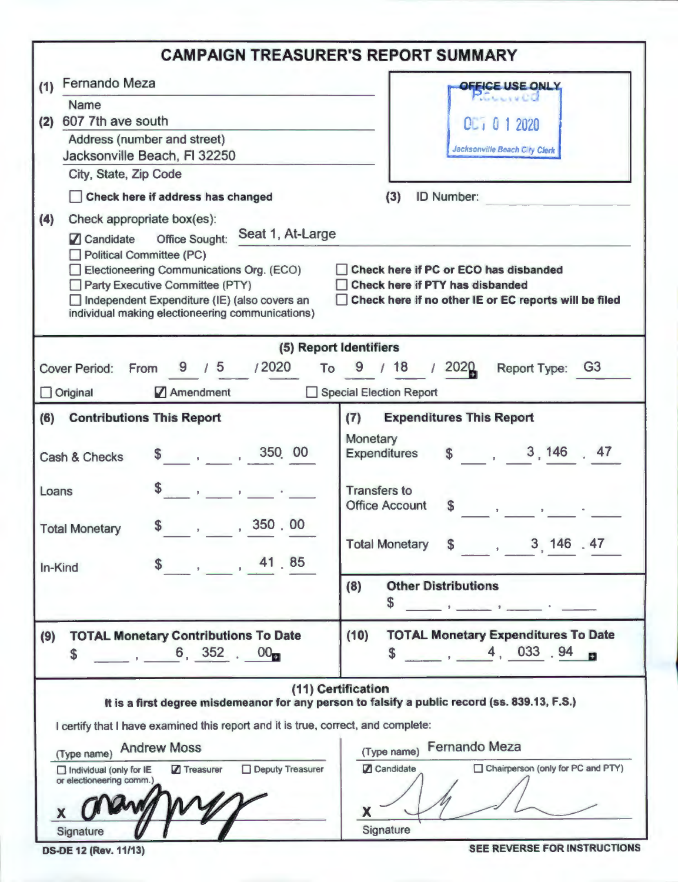# CAMPAIGN TREASURER'S REPORT SUMMARY

(1) Fernando Meza
Name

(2) 607 7th ave south
Address (number and street)
Jacksonville Beach, Fl 32250
City, State, Zip Code

☐ **Check here if address has changed**

OFFICE USE ONLY
Received
OCT 01 2020
Jacksonville Beach City Clerk

(3) ID Number:

(4) Check appropriate box(es):

☑ Candidate Office Sought: Seat 1, At-Large
☐ Political Committee (PC)
☐ Electioneering Communications Org. (ECO)
☐ Party Executive Committee (PTY)
☐ Independent Expenditure (IE) (also covers an individual making electioneering communications)

☐ **Check here if PC or ECO has disbanded**
☐ **Check here if PTY has disbanded**
☐ **Check here if no other IE or EC reports will be filed**

## (5) Report Identifiers

Cover Period: From 9 / 5 / 2020 To 9 / 18 / 2020 Report Type: G3

☐ Original ☑ Amendment ☐ Special Election Report

| (6) Contributions This Report | | (7) Expenditures This Report | |
|---|---|---|---|
| Cash & Checks | $ 350.00 | Monetary Expenditures | $ 3,146.47 |
| Loans | $ | Transfers to Office Account | $ |
| Total Monetary | $ 350.00 | Total Monetary | $ 3,146.47 |
| In-Kind | $ 41.85 | (8) Other Distributions | $ |

| (9) TOTAL Monetary Contributions To Date | (10) TOTAL Monetary Expenditures To Date |
|---|---|
| $ 6,352.00 | $ 4,033.94 |

## (11) Certification

**It is a first degree misdemeanor for any person to falsify a public record (ss. 839.13, F.S.)**

I certify that I have examined this report and it is true, correct, and complete:

(Type name) Andrew Moss
☐ Individual (only for IE or electioneering comm.) ☑ Treasurer ☐ Deputy Treasurer

X [signature]
Signature

(Type name) Fernando Meza
☑ Candidate ☐ Chairperson (only for PC and PTY)

X [signature]
Signature

DS-DE 12 (Rev. 11/13)

SEE REVERSE FOR INSTRUCTIONS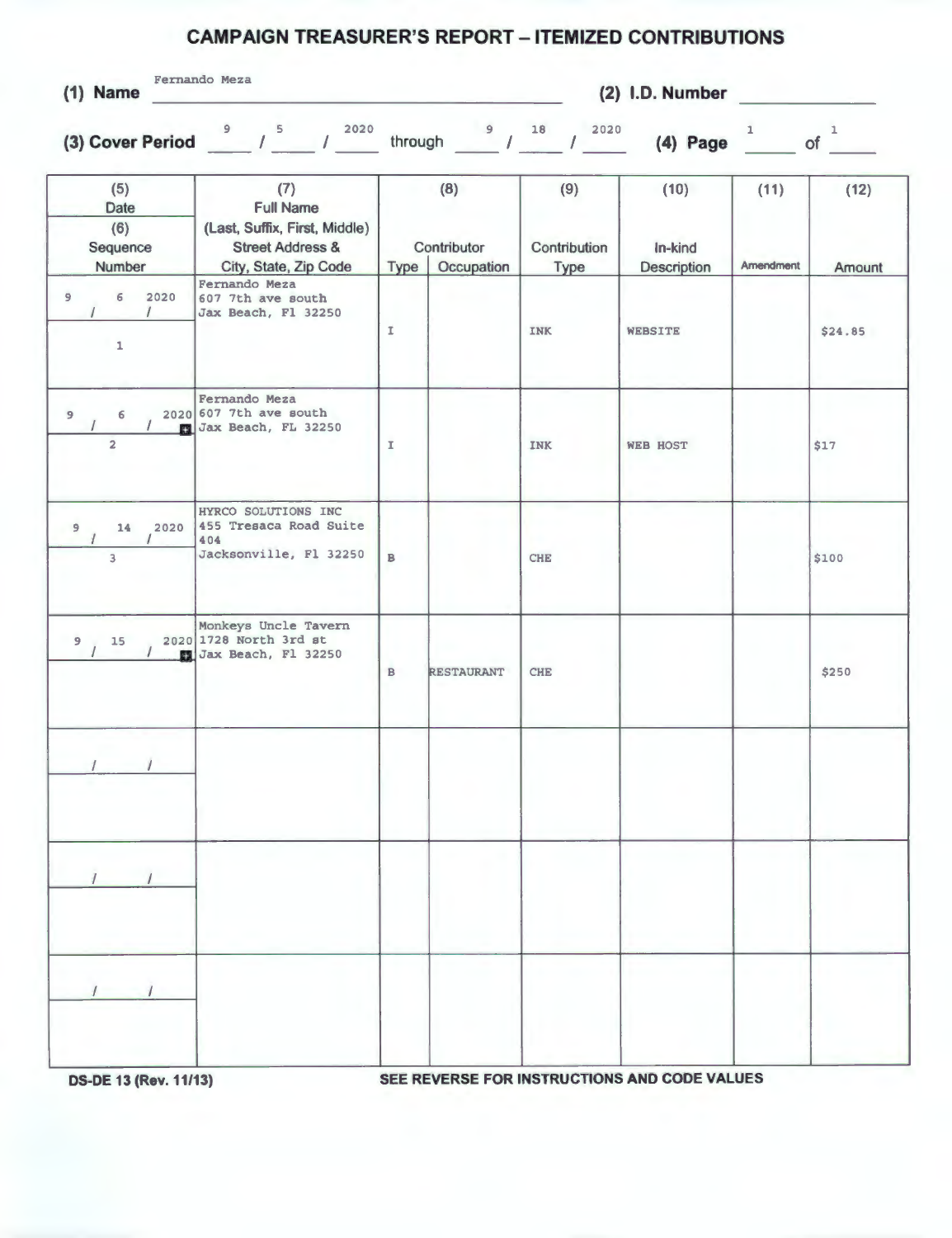# CAMPAIGN TREASURER'S REPORT – ITEMIZED CONTRIBUTIONS

**(1) Name** Fernando Meza

**(2) I.D. Number** 

**(3) Cover Period** 9 / 5 / 2020 through 9 / 18 / 2020

**(4) Page** 1 of 1

| (5) Date / (6) Sequence Number | (7) Full Name (Last, Suffix, First, Middle) Street Address & City, State, Zip Code | (8) Contributor Type | (8) Contributor Occupation | (9) Contribution Type | (10) In-kind Description | (11) Amendment | (12) Amount |
|---|---|---|---|---|---|---|---|
| 9 / 6 / 2020<br>1 | Fernando Meza<br>607 7th ave south<br>Jax Beach, Fl 32250 | I | | INK | WEBSITE | | $24.85 |
| 9 / 6 / 2020<br>2 | Fernando Meza<br>607 7th ave south<br>Jax Beach, FL 32250 | I | | INK | WEB HOST | | $17 |
| 9 / 14 / 2020<br>3 | HYRCO SOLUTIONS INC<br>455 Tresaca Road Suite 404<br>Jacksonville, Fl 32250 | B | | CHE | | | $100 |
| 9 / 15 / 2020 | Monkeys Uncle Tavern<br>1728 North 3rd st<br>Jax Beach, Fl 32250 | B | RESTAURANT | CHE | | | $250 |
| / / | | | | | | | |
| / / | | | | | | | |
| / / | | | | | | | |

DS-DE 13 (Rev. 11/13) SEE REVERSE FOR INSTRUCTIONS AND CODE VALUES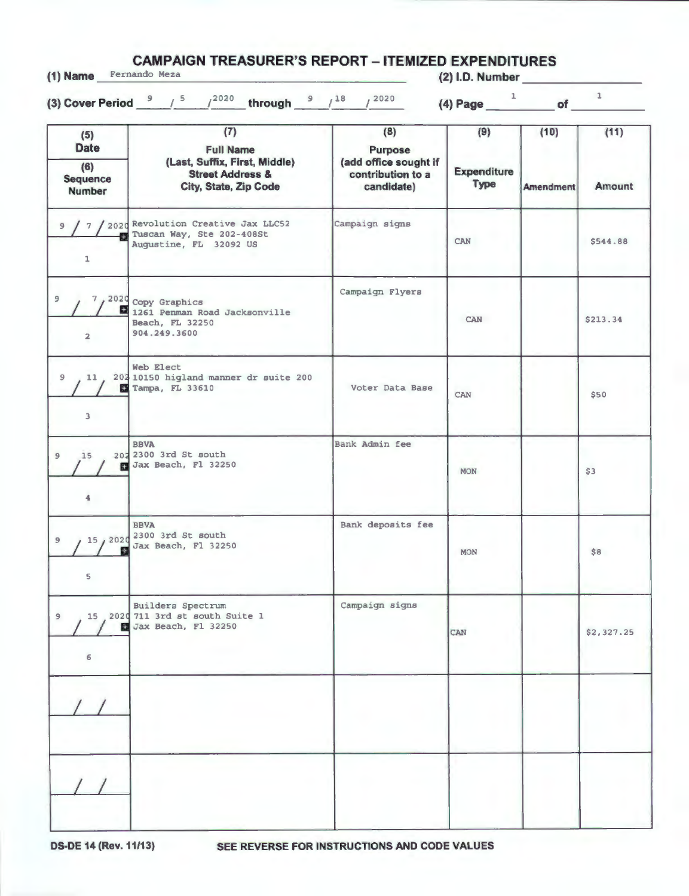# CAMPAIGN TREASURER'S REPORT – ITEMIZED EXPENDITURES

**(1) Name** Fernando Meza **(2) I.D. Number**

**(3) Cover Period** 9 / 5 /2020 **through** 9 /18 /2020 **(4) Page** 1 **of** 1

| (5) Date / (6) Sequence Number | (7) Full Name (Last, Suffix, First, Middle) Street Address & City, State, Zip Code | (8) Purpose (add office sought if contribution to a candidate) | (9) Expenditure Type | (10) Amendment | (11) Amount |
|---|---|---|---|---|---|
| 9 / 7 / 2020<br>1 | Revolution Creative Jax LLC52 Tuscan Way, Ste 202-408St Augustine, FL 32092 US | Campaign signs | CAN | | $544.88 |
| 9 / 7 / 2020<br>2 | Copy Graphics<br>1261 Penman Road Jacksonville Beach, FL 32250<br>904.249.3600 | Campaign Flyers | CAN | | $213.34 |
| 9 / 11 / 202<br>3 | Web Elect<br>10150 higland manner dr suite 200<br>Tampa, FL 33610 | Voter Data Base | CAN | | $50 |
| 9 / 15 / 202<br>4 | BBVA<br>2300 3rd St south<br>Jax Beach, Fl 32250 | Bank Admin fee | MON | | $3 |
| 9 / 15 / 2020<br>5 | BBVA<br>2300 3rd St south<br>Jax Beach, Fl 32250 | Bank deposits fee | MON | | $8 |
| 9 / 15 / 2020<br>6 | Builders Spectrum<br>711 3rd st south Suite 1<br>Jax Beach, Fl 32250 | Campaign signs | CAN | | $2,327.25 |
| / / | | | | | |
| / / | | | | | |

**DS-DE 14 (Rev. 11/13)** **SEE REVERSE FOR INSTRUCTIONS AND CODE VALUES**